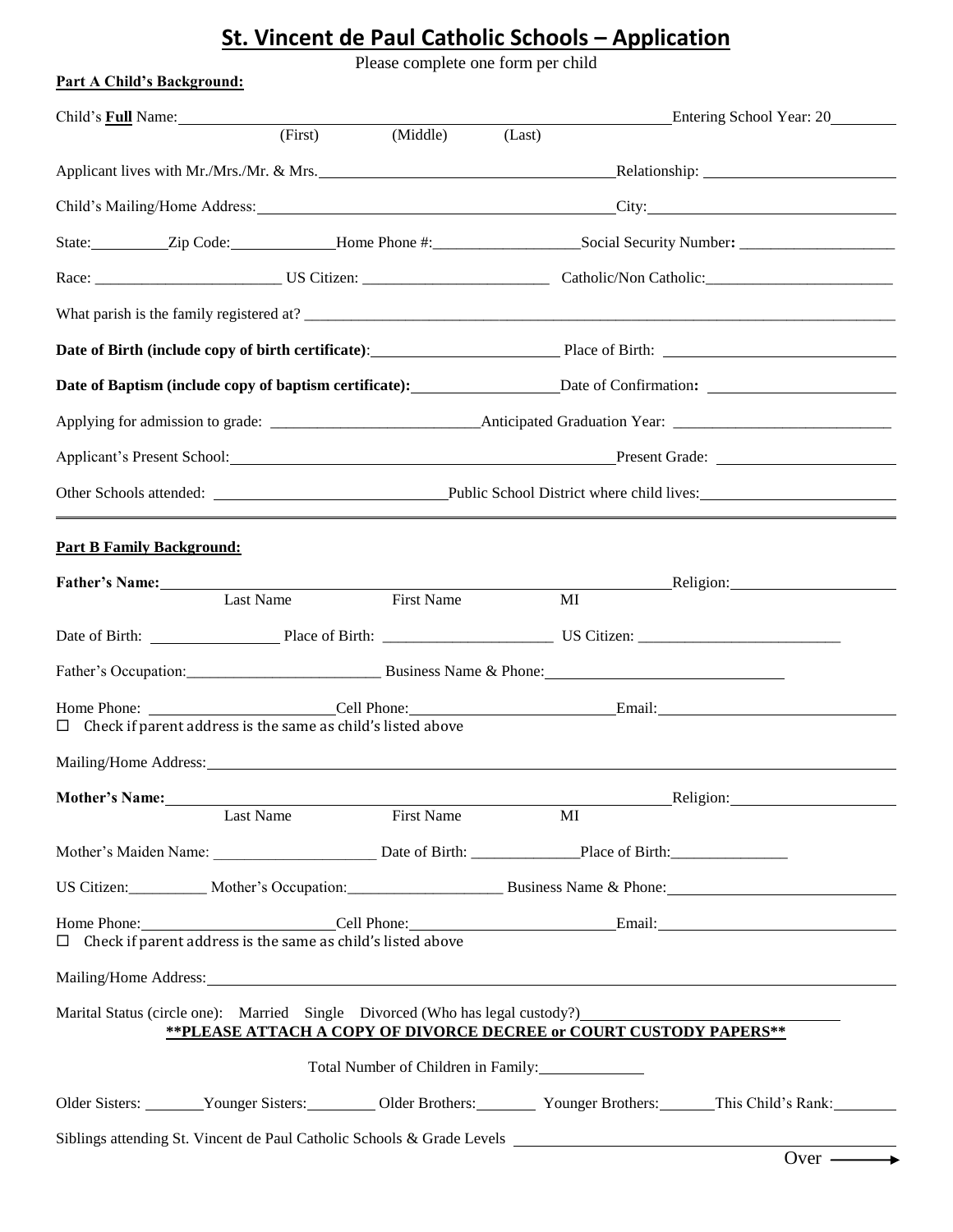# St. Vincent de Paul Catholic Schools – Application

Please complete one form per child

**Part A Child's Background:**

Child's **Full** Name: ______________________________ Entering School Year: 20______
(First) (Middle) (Last)

Applicant lives with Mr./Mrs./Mr. & Mrs. ______________________________ Relationship: ______________

Child's Mailing/Home Address: ______________________________ City: ______________

State: ________ Zip Code: ____________ Home Phone #: ______________ Social Security Number: ______________

Race: ______________ US Citizen: ______________ Catholic/Non Catholic: ______________

What parish is the family registered at? ______________________________

**Date of Birth (include copy of birth certificate)**: ______________ Place of Birth: ______________

**Date of Baptism (include copy of baptism certificate):** ______________ Date of Confirmation**:** ______________

Applying for admission to grade: ______________ Anticipated Graduation Year: ______________

Applicant's Present School: ______________________________ Present Grade: ______________

Other Schools attended: ______________ Public School District where child lives: ______________

---

**Part B Family Background:**

**Father's Name:** ______________________________ Religion: ______________
Last Name First Name MI

Date of Birth: ______________ Place of Birth: ______________ US Citizen: ______________

Father's Occupation: ______________ Business Name & Phone: ______________

Home Phone: ______________ Cell Phone: ______________ Email: ______________
☐ Check if parent address is the same as child's listed above

Mailing/Home Address: ______________________________

**Mother's Name:** ______________________________ Religion: ______________
Last Name First Name MI

Mother's Maiden Name: ______________ Date of Birth: ______________ Place of Birth: ______________

US Citizen: ________ Mother's Occupation: ______________ Business Name & Phone: ______________

Home Phone: ______________ Cell Phone: ______________ Email: ______________
☐ Check if parent address is the same as child's listed above

Mailing/Home Address: ______________________________

Marital Status (circle one): Married Single Divorced (Who has legal custody?) ______________

**\*\*PLEASE ATTACH A COPY OF DIVORCE DECREE or COURT CUSTODY PAPERS\*\***

Total Number of Children in Family: ________

Older Sisters: ______ Younger Sisters: ______ Older Brothers: ______ Younger Brothers: ______ This Child's Rank: ______

Siblings attending St. Vincent de Paul Catholic Schools & Grade Levels ______________________________

Over ⟶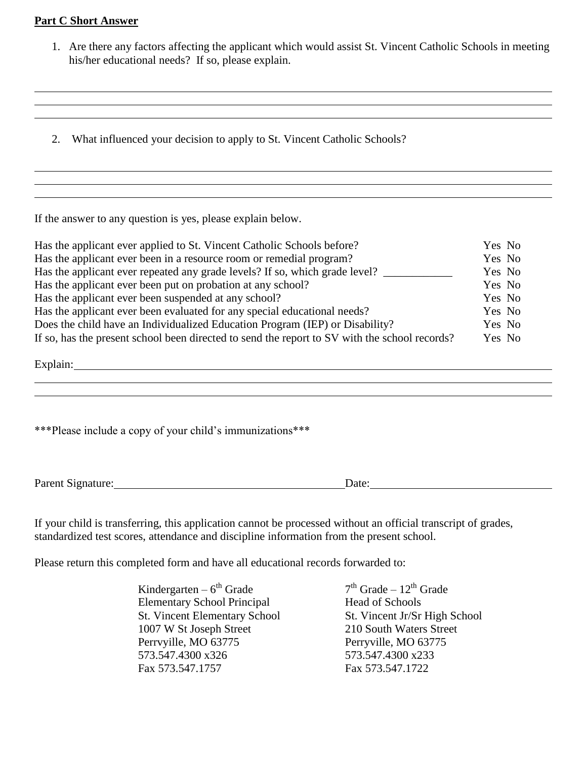**Part C Short Answer**

1. Are there any factors affecting the applicant which would assist St. Vincent Catholic Schools in meeting his/her educational needs? If so, please explain.

2. What influenced your decision to apply to St. Vincent Catholic Schools?

If the answer to any question is yes, please explain below.

| | |
|---|---|
| Has the applicant ever applied to St. Vincent Catholic Schools before? | Yes No |
| Has the applicant ever been in a resource room or remedial program? | Yes No |
| Has the applicant ever repeated any grade levels? If so, which grade level? ____________ | Yes No |
| Has the applicant ever been put on probation at any school? | Yes No |
| Has the applicant ever been suspended at any school? | Yes No |
| Has the applicant ever been evaluated for any special educational needs? | Yes No |
| Does the child have an Individualized Education Program (IEP) or Disability? | Yes No |
| If so, has the present school been directed to send the report to SV with the school records? | Yes No |

Explain:

***Please include a copy of your child's immunizations***

Parent Signature: Date:

If your child is transferring, this application cannot be processed without an official transcript of grades, standardized test scores, attendance and discipline information from the present school.

Please return this completed form and have all educational records forwarded to:

Kindergarten – 6th Grade
Elementary School Principal
St. Vincent Elementary School
1007 W St Joseph Street
Perrvyille, MO 63775
573.547.4300 x326
Fax 573.547.1757

7th Grade – 12th Grade
Head of Schools
St. Vincent Jr/Sr High School
210 South Waters Street
Perryville, MO 63775
573.547.4300 x233
Fax 573.547.1722